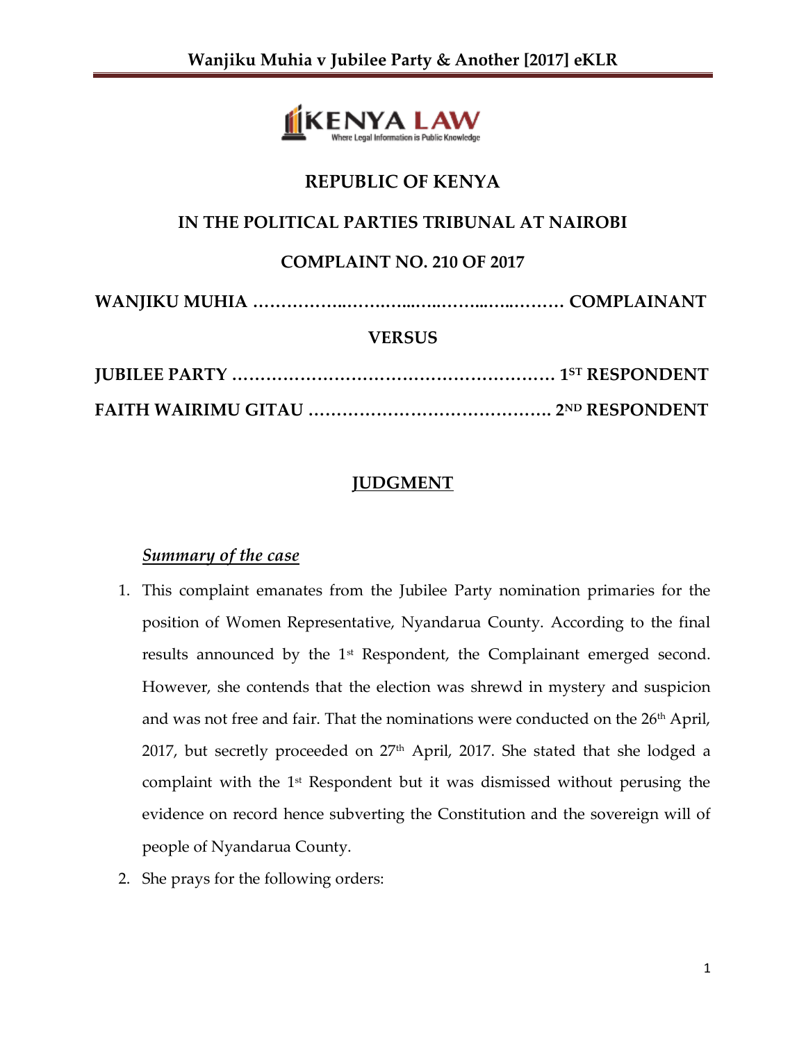**REPUBLIC OF KENYA**

**IN THE POLITICAL PARTIES TRIBUNAL AT NAIROBI**

**COMPLAINT NO. 210 OF 2017**

**WANJIKU MUHIA ……………..……..…...…..……...…..……… COMPLAINANT**

**VERSUS**

**JUBILEE PARTY ………………………………………………… 1ST RESPONDENT**

**FAITH WAIRIMU GITAU ……………………………………. 2ND RESPONDENT**

**JUDGMENT**

***Summary of the case***

1. This complaint emanates from the Jubilee Party nomination primaries for the position of Women Representative, Nyandarua County. According to the final results announced by the 1st Respondent, the Complainant emerged second. However, she contends that the election was shrewd in mystery and suspicion and was not free and fair. That the nominations were conducted on the 26th April, 2017, but secretly proceeded on 27th April, 2017. She stated that she lodged a complaint with the 1st Respondent but it was dismissed without perusing the evidence on record hence subverting the Constitution and the sovereign will of people of Nyandarua County.
2. She prays for the following orders: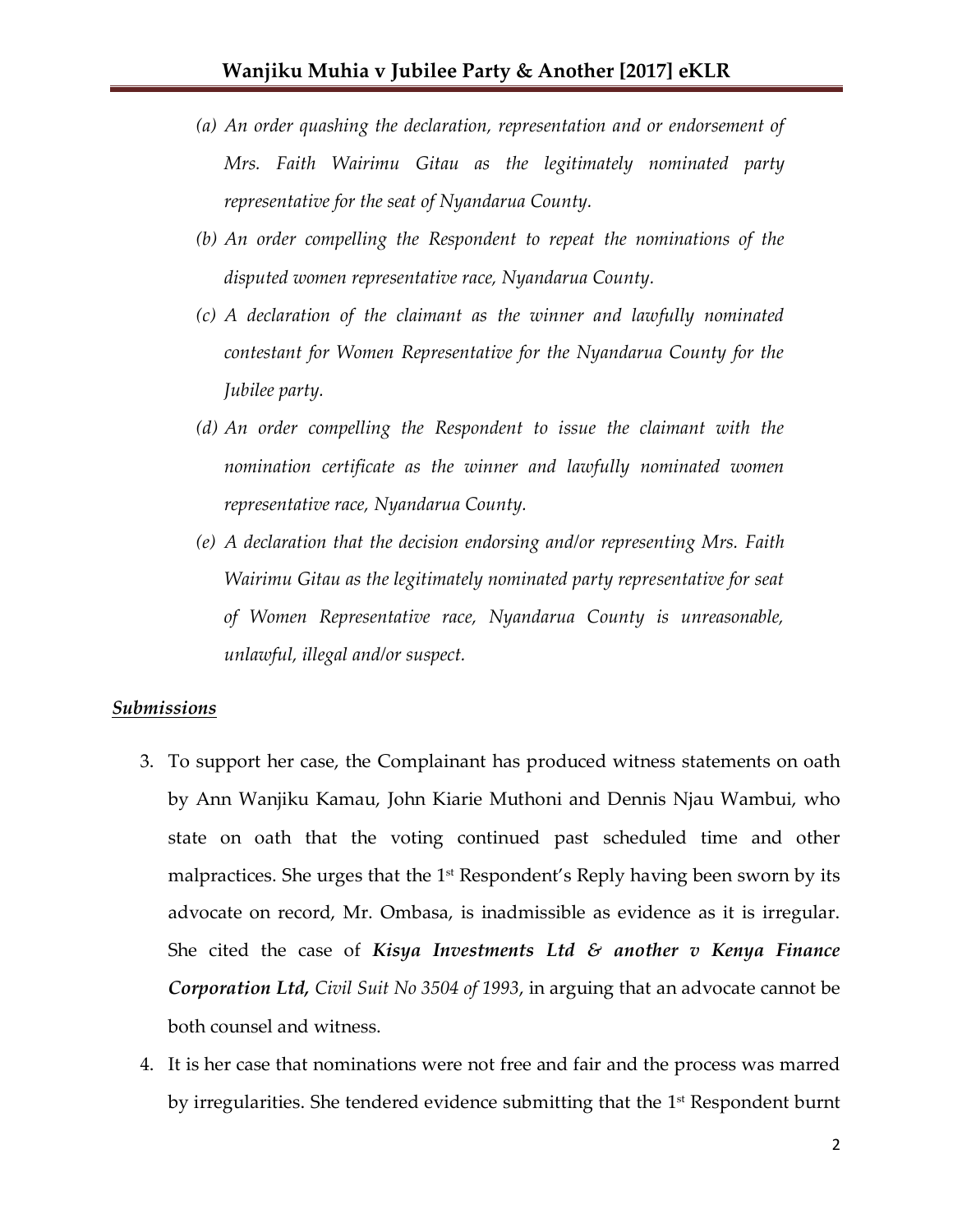*(a) An order quashing the declaration, representation and or endorsement of Mrs. Faith Wairimu Gitau as the legitimately nominated party representative for the seat of Nyandarua County.*

*(b) An order compelling the Respondent to repeat the nominations of the disputed women representative race, Nyandarua County.*

*(c) A declaration of the claimant as the winner and lawfully nominated contestant for Women Representative for the Nyandarua County for the Jubilee party.*

*(d) An order compelling the Respondent to issue the claimant with the nomination certificate as the winner and lawfully nominated women representative race, Nyandarua County.*

*(e) A declaration that the decision endorsing and/or representing Mrs. Faith Wairimu Gitau as the legitimately nominated party representative for seat of Women Representative race, Nyandarua County is unreasonable, unlawful, illegal and/or suspect.*

***<u>Submissions</u>***

3. To support her case, the Complainant has produced witness statements on oath by Ann Wanjiku Kamau, John Kiarie Muthoni and Dennis Njau Wambui, who state on oath that the voting continued past scheduled time and other malpractices. She urges that the 1st Respondent's Reply having been sworn by its advocate on record, Mr. Ombasa, is inadmissible as evidence as it is irregular. She cited the case of ***Kisya Investments Ltd & another v Kenya Finance Corporation Ltd,*** *Civil Suit No 3504 of 1993*, in arguing that an advocate cannot be both counsel and witness.

4. It is her case that nominations were not free and fair and the process was marred by irregularities. She tendered evidence submitting that the 1st Respondent burnt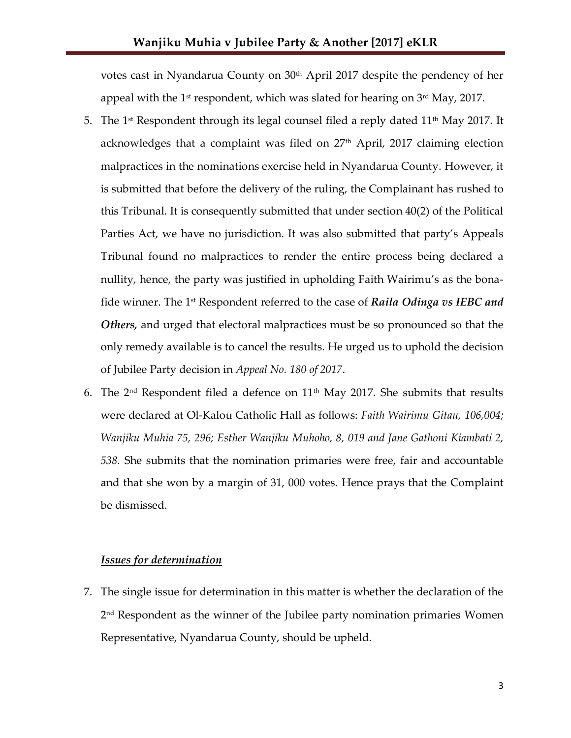votes cast in Nyandarua County on 30th April 2017 despite the pendency of her appeal with the 1st respondent, which was slated for hearing on 3rd May, 2017.

5. The 1st Respondent through its legal counsel filed a reply dated 11th May 2017. It acknowledges that a complaint was filed on 27th April, 2017 claiming election malpractices in the nominations exercise held in Nyandarua County. However, it is submitted that before the delivery of the ruling, the Complainant has rushed to this Tribunal. It is consequently submitted that under section 40(2) of the Political Parties Act, we have no jurisdiction. It was also submitted that party's Appeals Tribunal found no malpractices to render the entire process being declared a nullity, hence, the party was justified in upholding Faith Wairimu's as the bona-fide winner. The 1st Respondent referred to the case of ***Raila Odinga vs IEBC and Others***, and urged that electoral malpractices must be so pronounced so that the only remedy available is to cancel the results. He urged us to uphold the decision of Jubilee Party decision in *Appeal No. 180 of 2017*.

6. The 2nd Respondent filed a defence on 11th May 2017. She submits that results were declared at Ol-Kalou Catholic Hall as follows: *Faith Wairimu Gitau, 106,004; Wanjiku Muhia 75, 296; Esther Wanjiku Muhoho, 8, 019 and Jane Gathoni Kiambati 2, 538.* She submits that the nomination primaries were free, fair and accountable and that she won by a margin of 31, 000 votes. Hence prays that the Complaint be dismissed.

***<u>Issues for determination</u>***

7. The single issue for determination in this matter is whether the declaration of the 2nd Respondent as the winner of the Jubilee party nomination primaries Women Representative, Nyandarua County, should be upheld.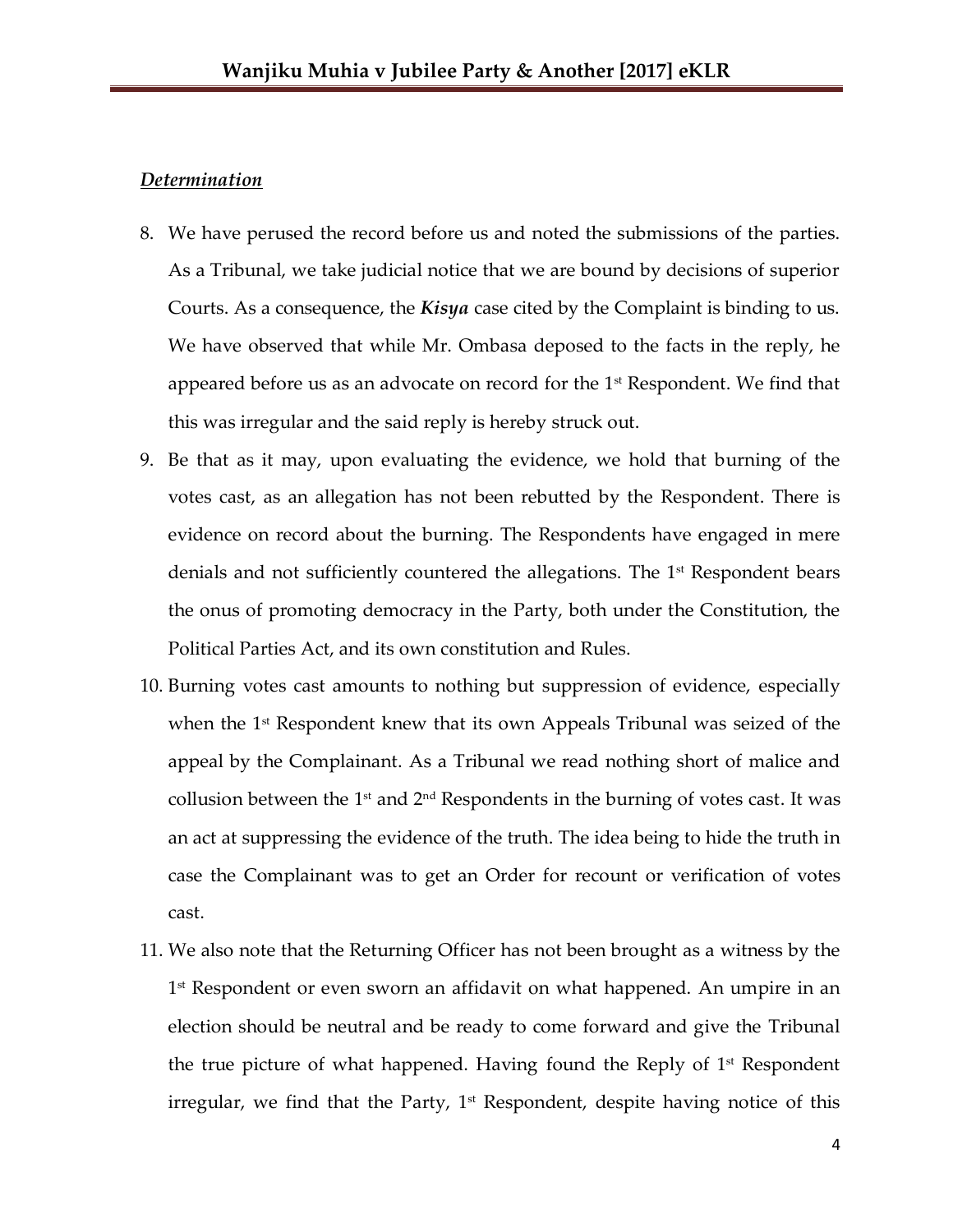***Determination***

8. We have perused the record before us and noted the submissions of the parties. As a Tribunal, we take judicial notice that we are bound by decisions of superior Courts. As a consequence, the ***Kisya*** case cited by the Complaint is binding to us. We have observed that while Mr. Ombasa deposed to the facts in the reply, he appeared before us as an advocate on record for the 1st Respondent. We find that this was irregular and the said reply is hereby struck out.
9. Be that as it may, upon evaluating the evidence, we hold that burning of the votes cast, as an allegation has not been rebutted by the Respondent. There is evidence on record about the burning. The Respondents have engaged in mere denials and not sufficiently countered the allegations. The 1st Respondent bears the onus of promoting democracy in the Party, both under the Constitution, the Political Parties Act, and its own constitution and Rules.
10. Burning votes cast amounts to nothing but suppression of evidence, especially when the 1st Respondent knew that its own Appeals Tribunal was seized of the appeal by the Complainant. As a Tribunal we read nothing short of malice and collusion between the 1st and 2nd Respondents in the burning of votes cast. It was an act at suppressing the evidence of the truth. The idea being to hide the truth in case the Complainant was to get an Order for recount or verification of votes cast.
11. We also note that the Returning Officer has not been brought as a witness by the 1st Respondent or even sworn an affidavit on what happened. An umpire in an election should be neutral and be ready to come forward and give the Tribunal the true picture of what happened. Having found the Reply of 1st Respondent irregular, we find that the Party, 1st Respondent, despite having notice of this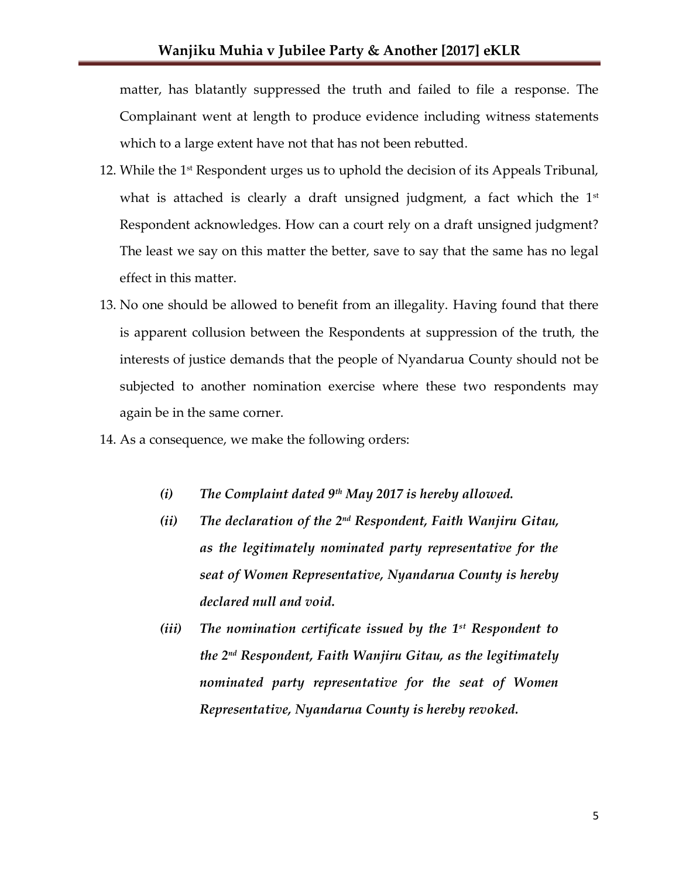matter, has blatantly suppressed the truth and failed to file a response. The Complainant went at length to produce evidence including witness statements which to a large extent have not that has not been rebutted.

12. While the 1st Respondent urges us to uphold the decision of its Appeals Tribunal, what is attached is clearly a draft unsigned judgment, a fact which the 1st Respondent acknowledges. How can a court rely on a draft unsigned judgment? The least we say on this matter the better, save to say that the same has no legal effect in this matter.
13. No one should be allowed to benefit from an illegality. Having found that there is apparent collusion between the Respondents at suppression of the truth, the interests of justice demands that the people of Nyandarua County should not be subjected to another nomination exercise where these two respondents may again be in the same corner.
14. As a consequence, we make the following orders:

> ***(i)*** ***The Complaint dated 9th May 2017 is hereby allowed.***
>
> ***(ii)*** ***The declaration of the 2nd Respondent, Faith Wanjiru Gitau, as the legitimately nominated party representative for the seat of Women Representative, Nyandarua County is hereby declared null and void.***
>
> ***(iii)*** ***The nomination certificate issued by the 1st Respondent to the 2nd Respondent, Faith Wanjiru Gitau, as the legitimately nominated party representative for the seat of Women Representative, Nyandarua County is hereby revoked.***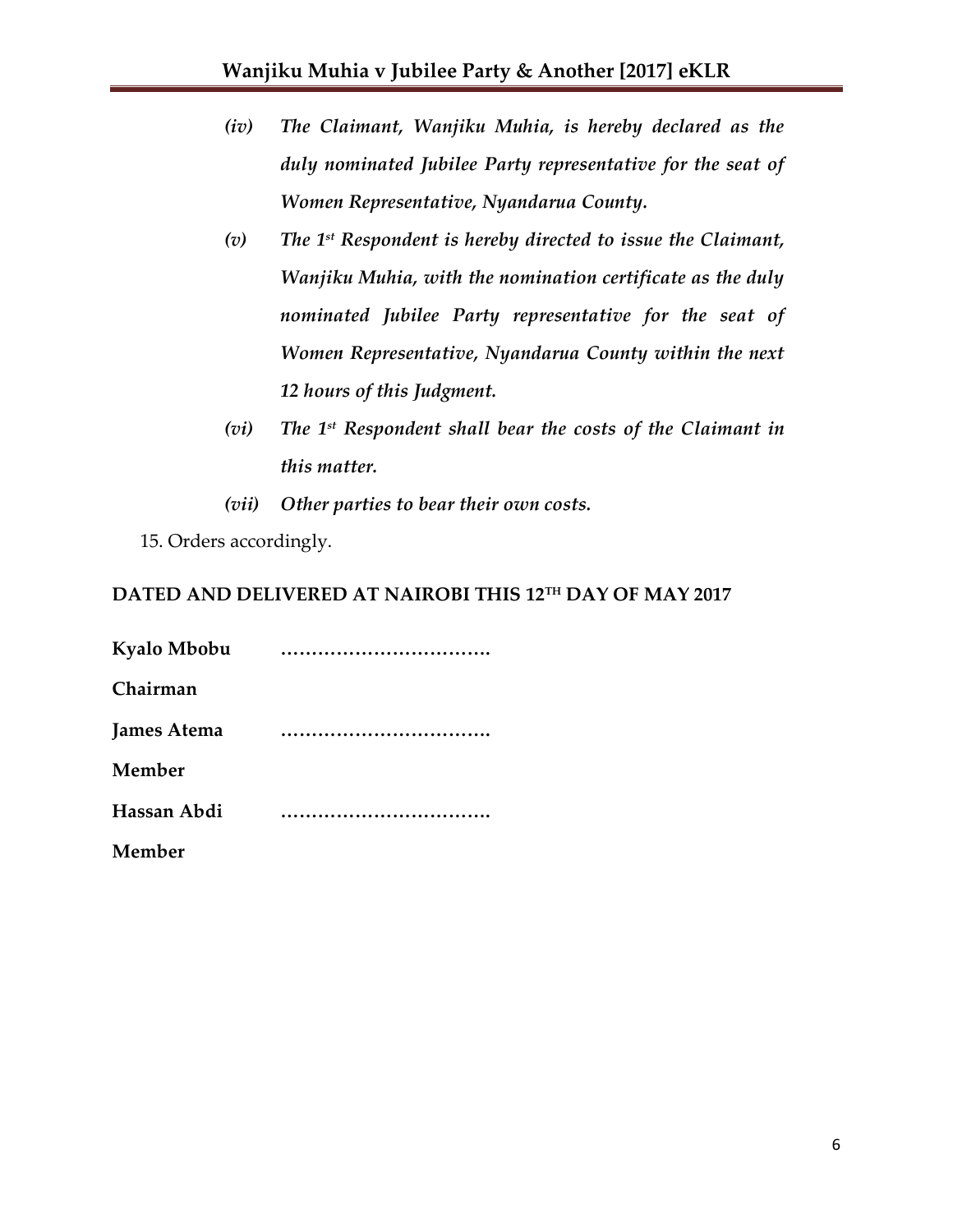*(iv) The Claimant, Wanjiku Muhia, is hereby declared as the duly nominated Jubilee Party representative for the seat of Women Representative, Nyandarua County.*

*(v) The 1st Respondent is hereby directed to issue the Claimant, Wanjiku Muhia, with the nomination certificate as the duly nominated Jubilee Party representative for the seat of Women Representative, Nyandarua County within the next 12 hours of this Judgment.*

*(vi) The 1st Respondent shall bear the costs of the Claimant in this matter.*

*(vii) Other parties to bear their own costs.*

15. Orders accordingly.

**DATED AND DELIVERED AT NAIROBI THIS 12TH DAY OF MAY 2017**

**Kyalo Mbobu** …………………………….

**Chairman**

**James Atema** …………………………….

**Member**

**Hassan Abdi** …………………………….

**Member**